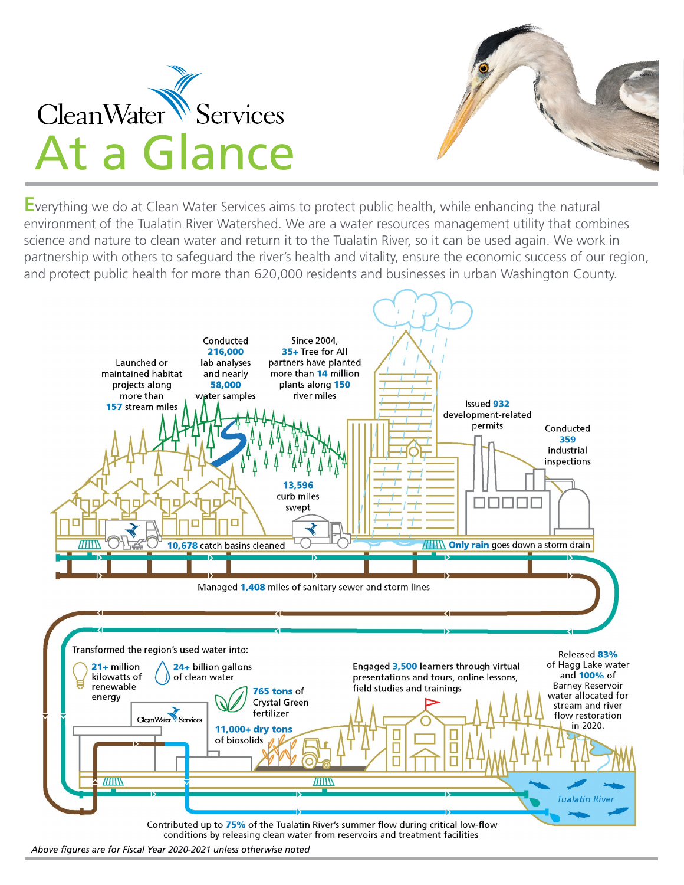# Clean Water Services

# At a Glance

Everything we do at Clean Water Services aims to protect public health, while enhancing the natural environment of the Tualatin River Watershed. We are a water resources management utility that combines science and nature to clean water and return it to the Tualatin River, so it can be used again. We work in partnership with others to safeguard the river's health and vitality, ensure the economic success of our region, and protect public health for more than 620,000 residents and businesses in urban Washington County.

Launched or maintained habitat projects along more than **157** stream miles

Conducted **216,000** lab analyses and nearly **58,000** water samples

Since 2004, **35+** Tree for All partners have planted more than **14** million plants along **150** river miles

Issued **932** development-related permits

Conducted **359** industrial inspections

**13,596** curb miles swept

**10,678** catch basins cleaned

**Only rain** goes down a storm drain

Managed **1,408** miles of sanitary sewer and storm lines

Transformed the region's used water into:

- **21+** million kilowatts of renewable energy
- **24+** billion gallons of clean water
- **765 tons** of Crystal Green fertilizer
- **11,000+ dry tons** of biosolids

Engaged **3,500** learners through virtual presentations and tours, online lessons, field studies and trainings

Released **83%** of Hagg Lake water and **100%** of Barney Reservoir water allocated for stream and river flow restoration in 2020.

Tualatin River

Contributed up to **75%** of the Tualatin River's summer flow during critical low-flow conditions by releasing clean water from reservoirs and treatment facilities

*Above figures are for Fiscal Year 2020-2021 unless otherwise noted*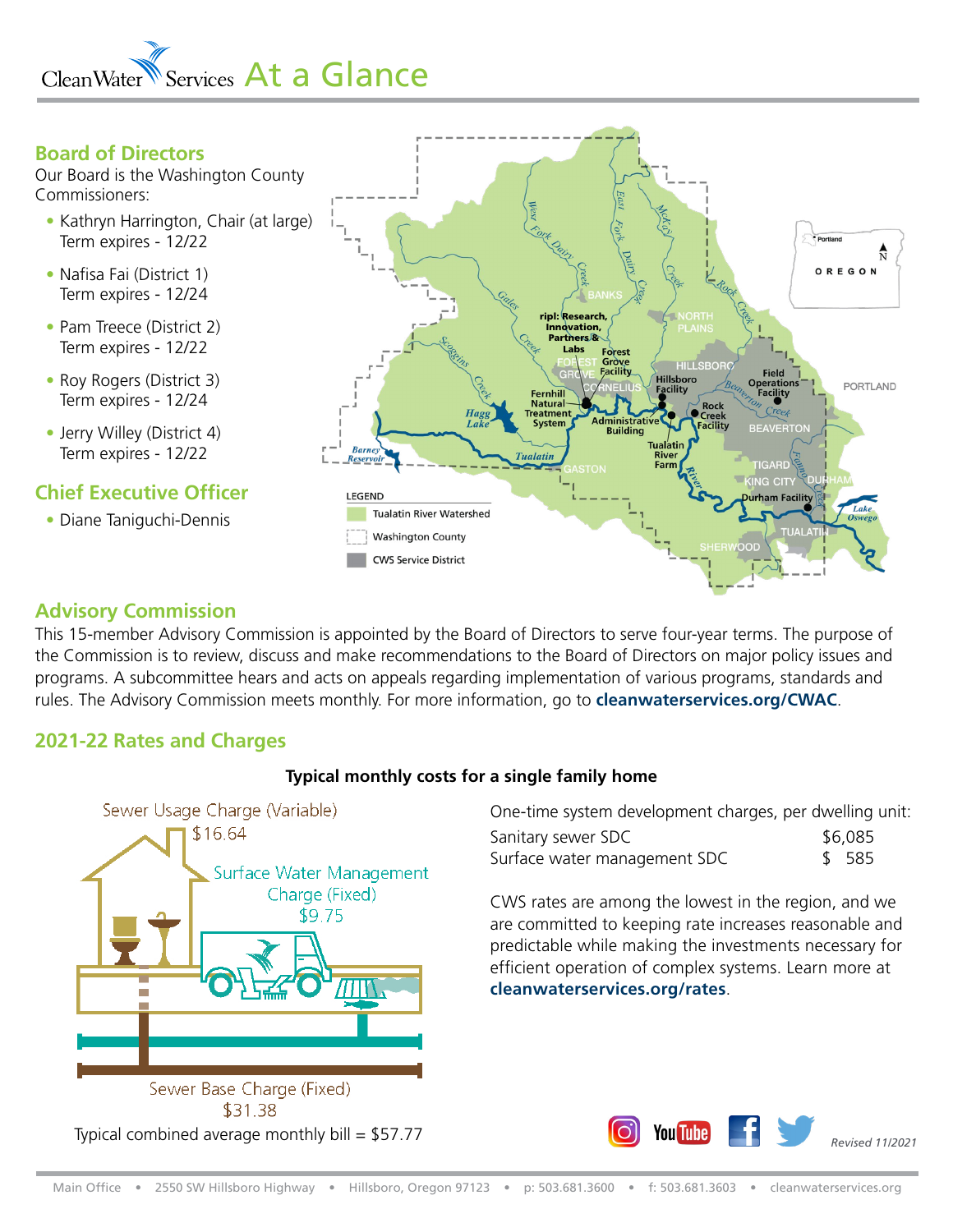# Clean Water Services At a Glance

## Board of Directors

Our Board is the Washington County Commissioners:

- Kathryn Harrington, Chair (at large)
  Term expires - 12/22
- Nafisa Fai (District 1)
  Term expires - 12/24
- Pam Treece (District 2)
  Term expires - 12/22
- Roy Rogers (District 3)
  Term expires - 12/24
- Jerry Willey (District 4)
  Term expires - 12/22

## Chief Executive Officer

- Diane Taniguchi-Dennis

LEGEND
Tualatin River Watershed
Washington County
CWS Service District

## Advisory Commission

This 15-member Advisory Commission is appointed by the Board of Directors to serve four-year terms. The purpose of the Commission is to review, discuss and make recommendations to the Board of Directors on major policy issues and programs. A subcommittee hears and acts on appeals regarding implementation of various programs, standards and rules. The Advisory Commission meets monthly. For more information, go to **cleanwaterservices.org/CWAC**.

## 2021-22 Rates and Charges

**Typical monthly costs for a single family home**

Sewer Usage Charge (Variable)
$16.64

Surface Water Management Charge (Fixed)
$9.75

Sewer Base Charge (Fixed)
$31.38

Typical combined average monthly bill = $57.77

One-time system development charges, per dwelling unit:

| | |
|---|---|
| Sanitary sewer SDC | $6,085 |
| Surface water management SDC | $ 585 |

CWS rates are among the lowest in the region, and we are committed to keeping rate increases reasonable and predictable while making the investments necessary for efficient operation of complex systems. Learn more at **cleanwaterservices.org/rates**.

*Revised 11/2021*

Main Office • 2550 SW Hillsboro Highway • Hillsboro, Oregon 97123 • p: 503.681.3600 • f: 503.681.3603 • cleanwaterservices.org